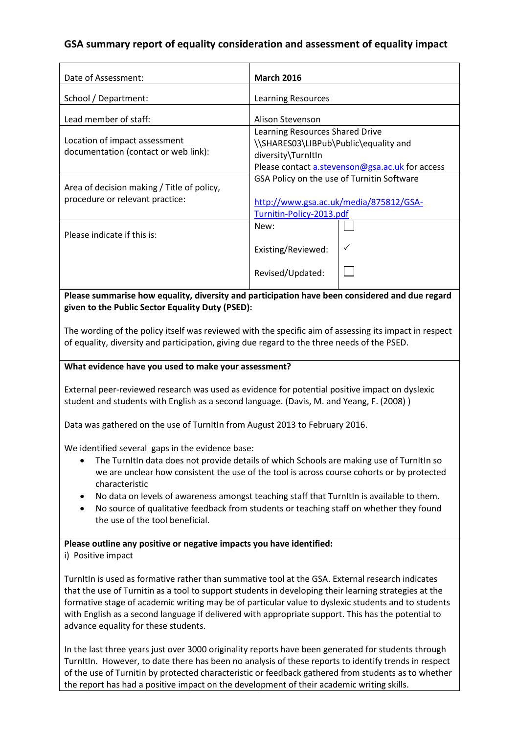## GSA summary report of equality consideration and assessment of equality impact

| | |
|---|---|
| Date of Assessment: | **March 2016** |
| School / Department: | Learning Resources |
| Lead member of staff: | Alison Stevenson |
| Location of impact assessment documentation (contact or web link): | Learning Resources Shared Drive \\SHARES03\LIBPub\Public\equality and diversity\TurnItIn Please contact a.stevenson@gsa.ac.uk for access |
| Area of decision making / Title of policy, procedure or relevant practice: | GSA Policy on the use of Turnitin Software [http://www.gsa.ac.uk/media/875812/GSA-Turnitin-Policy-2013.pdf](http://www.gsa.ac.uk/media/875812/GSA-Turnitin-Policy-2013.pdf) |
| Please indicate if this is: | New: ☐ Existing/Reviewed: ✓ Revised/Updated: ☐ |

**Please summarise how equality, diversity and participation have been considered and due regard given to the Public Sector Equality Duty (PSED):**

The wording of the policy itself was reviewed with the specific aim of assessing its impact in respect of equality, diversity and participation, giving due regard to the three needs of the PSED.

**What evidence have you used to make your assessment?**

External peer-reviewed research was used as evidence for potential positive impact on dyslexic student and students with English as a second language. (Davis, M. and Yeang, F. (2008) )

Data was gathered on the use of TurnItIn from August 2013 to February 2016.

We identified several gaps in the evidence base:

- The TurnItIn data does not provide details of which Schools are making use of TurnItIn so we are unclear how consistent the use of the tool is across course cohorts or by protected characteristic
- No data on levels of awareness amongst teaching staff that TurnItIn is available to them.
- No source of qualitative feedback from students or teaching staff on whether they found the use of the tool beneficial.

**Please outline any positive or negative impacts you have identified:**

i) Positive impact

TurnItIn is used as formative rather than summative tool at the GSA. External research indicates that the use of Turnitin as a tool to support students in developing their learning strategies at the formative stage of academic writing may be of particular value to dyslexic students and to students with English as a second language if delivered with appropriate support. This has the potential to advance equality for these students.

In the last three years just over 3000 originality reports have been generated for students through TurnItIn. However, to date there has been no analysis of these reports to identify trends in respect of the use of Turnitin by protected characteristic or feedback gathered from students as to whether the report has had a positive impact on the development of their academic writing skills.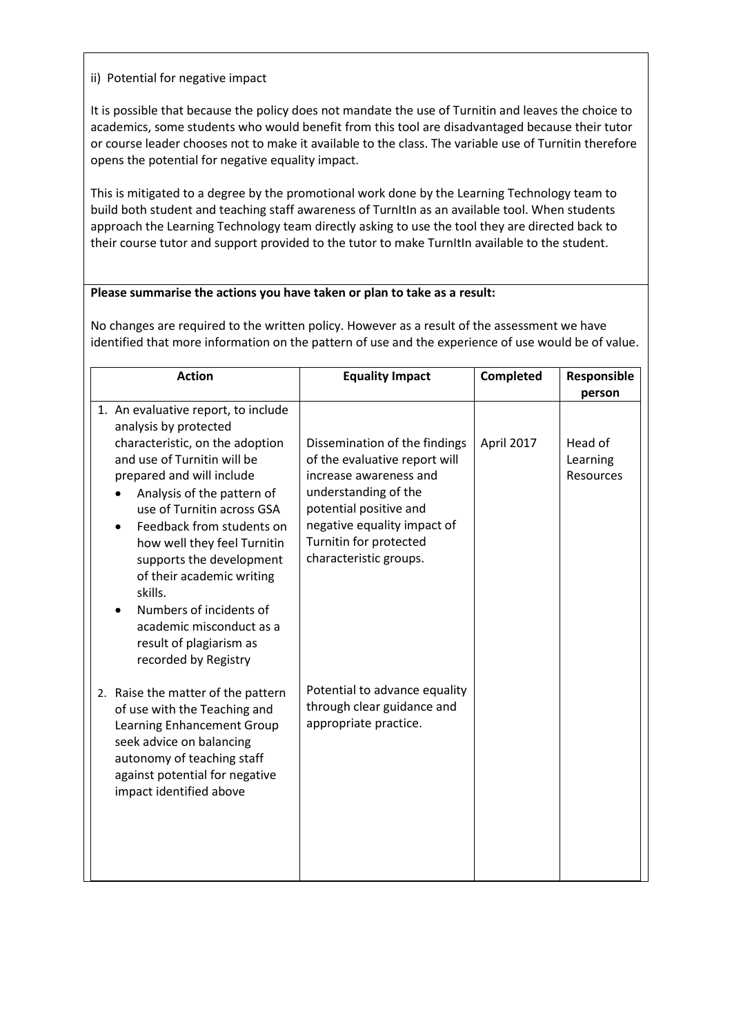ii) Potential for negative impact

It is possible that because the policy does not mandate the use of Turnitin and leaves the choice to academics, some students who would benefit from this tool are disadvantaged because their tutor or course leader chooses not to make it available to the class. The variable use of Turnitin therefore opens the potential for negative equality impact.

This is mitigated to a degree by the promotional work done by the Learning Technology team to build both student and teaching staff awareness of TurnItIn as an available tool. When students approach the Learning Technology team directly asking to use the tool they are directed back to their course tutor and support provided to the tutor to make TurnItIn available to the student.

**Please summarise the actions you have taken or plan to take as a result:**

No changes are required to the written policy. However as a result of the assessment we have identified that more information on the pattern of use and the experience of use would be of value.

| Action | Equality Impact | Completed | Responsible person |
|---|---|---|---|
| 1. An evaluative report, to include analysis by protected characteristic, on the adoption and use of Turnitin will be prepared and will include<br>• Analysis of the pattern of use of Turnitin across GSA<br>• Feedback from students on how well they feel Turnitin supports the development of their academic writing skills.<br>• Numbers of incidents of academic misconduct as a result of plagiarism as recorded by Registry | Dissemination of the findings of the evaluative report will increase awareness and understanding of the potential positive and negative equality impact of Turnitin for protected characteristic groups. | April 2017 | Head of Learning Resources |
| 2. Raise the matter of the pattern of use with the Teaching and Learning Enhancement Group seek advice on balancing autonomy of teaching staff against potential for negative impact identified above | Potential to advance equality through clear guidance and appropriate practice. | | |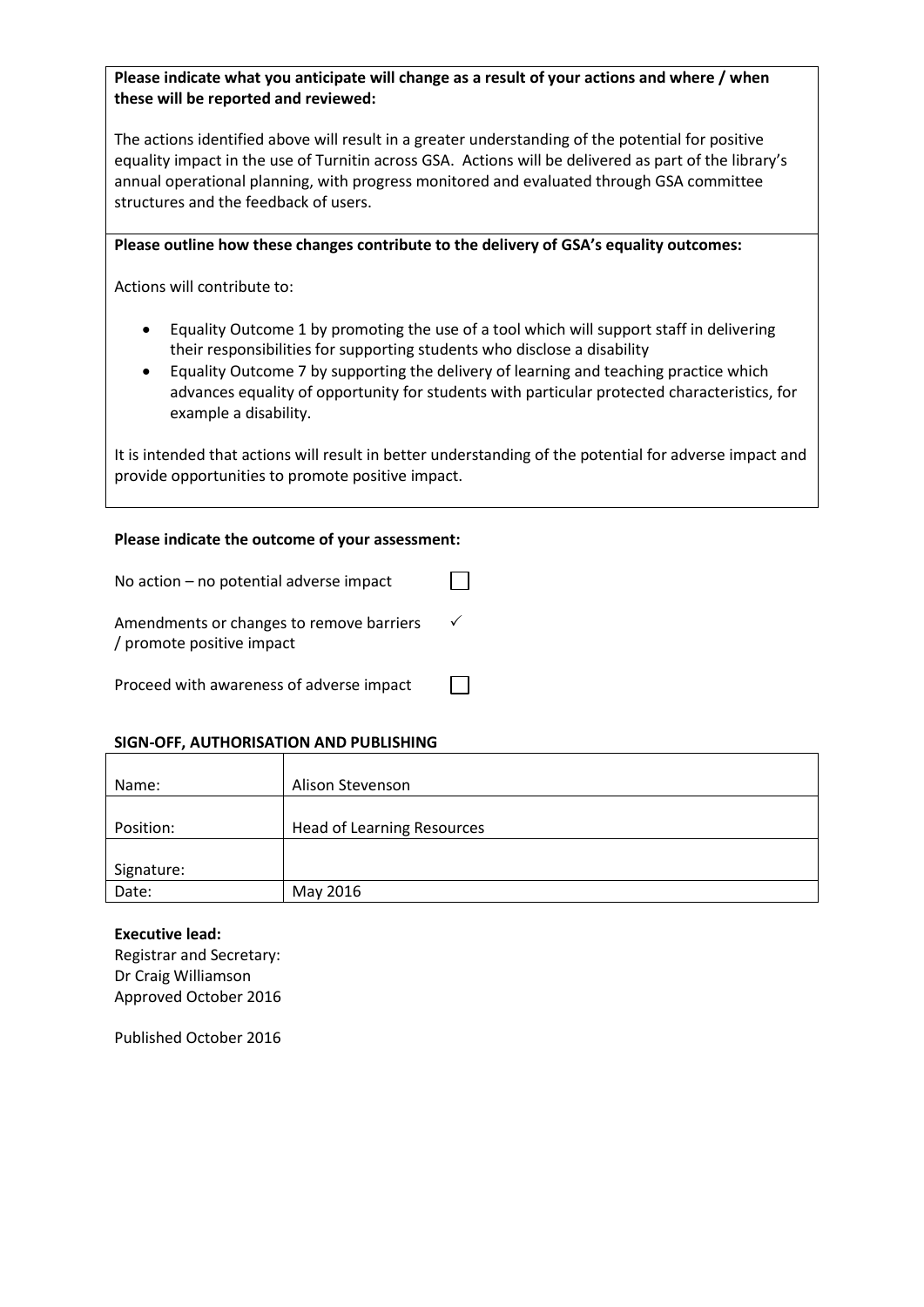**Please indicate what you anticipate will change as a result of your actions and where / when these will be reported and reviewed:**

The actions identified above will result in a greater understanding of the potential for positive equality impact in the use of Turnitin across GSA. Actions will be delivered as part of the library's annual operational planning, with progress monitored and evaluated through GSA committee structures and the feedback of users.

**Please outline how these changes contribute to the delivery of GSA's equality outcomes:**

Actions will contribute to:

- Equality Outcome 1 by promoting the use of a tool which will support staff in delivering their responsibilities for supporting students who disclose a disability
- Equality Outcome 7 by supporting the delivery of learning and teaching practice which advances equality of opportunity for students with particular protected characteristics, for example a disability.

It is intended that actions will result in better understanding of the potential for adverse impact and provide opportunities to promote positive impact.

**Please indicate the outcome of your assessment:**

| | |
|---|---|
| No action – no potential adverse impact | ☐ |
| Amendments or changes to remove barriers / promote positive impact | ✓ |
| Proceed with awareness of adverse impact | ☐ |

**SIGN-OFF, AUTHORISATION AND PUBLISHING**

| | |
|---|---|
| Name: | Alison Stevenson |
| Position: | Head of Learning Resources |
| Signature: | |
| Date: | May 2016 |

**Executive lead:**
Registrar and Secretary:
Dr Craig Williamson
Approved October 2016

Published October 2016